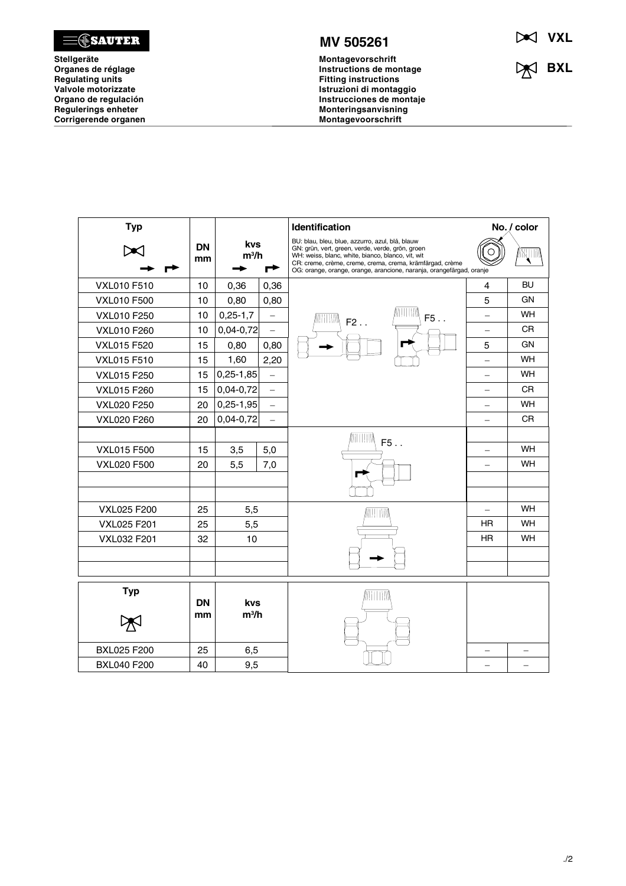**SAUTER**

**Stellgeräte**
**Organes de réglage**
**Regulating units**
**Valvole motorizzate**
**Organo de regulación**
**Regulerings enheter**
**Corrigerende organen**

# MV 505261

**Montagevorschrift**
**Instructions de montage**
**Fitting instructions**
**Istruzioni di montaggio**
**Instrucciones de montaje**
**Monteringsanvisning**
**Montagevoorschrift**

**VXL**

**BXL**

Identification: BU: blau, bleu, blue, azzurro, azul, blå, blauw; GN: grün, vert, green, verde, verde, grön, groen; WH: weiss, blanc, white, bianco, blanco, vit, wit; CR: creme, crème, creme, crema, crema, krämfärgad, crème; OG: orange, orange, orange, arancione, naranja, orangefärgad, oranje

| Typ | DN mm | kvs m³/h (→) | kvs m³/h (↱) | Identification | No. | color |
|---|---|---|---|---|---|---|
| VXL010 F510 | 10 | 0,36 | 0,36 | F2 . . / F5 . . | 4 | BU |
| VXL010 F500 | 10 | 0,80 | 0,80 | | 5 | GN |
| VXL010 F250 | 10 | 0,25-1,7 | – | | – | WH |
| VXL010 F260 | 10 | 0,04-0,72 | – | | – | CR |
| VXL015 F520 | 15 | 0,80 | 0,80 | | 5 | GN |
| VXL015 F510 | 15 | 1,60 | 2,20 | | – | WH |
| VXL015 F250 | 15 | 0,25-1,85 | – | | – | WH |
| VXL015 F260 | 15 | 0,04-0,72 | – | | – | CR |
| VXL020 F250 | 20 | 0,25-1,95 | – | | – | WH |
| VXL020 F260 | 20 | 0,04-0,72 | – | | – | CR |
| VXL015 F500 | 15 | 3,5 | 5,0 | F5 . . | – | WH |
| VXL020 F500 | 20 | 5,5 | 7,0 | | – | WH |
| VXL025 F200 | 25 | 5,5 | | | – | WH |
| VXL025 F201 | 25 | 5,5 | | | HR | WH |
| VXL032 F201 | 32 | 10 | | | HR | WH |

| Typ | DN mm | kvs m³/h | | |
|---|---|---|---|---|
| BXL025 F200 | 25 | 6,5 | – | – |
| BXL040 F200 | 40 | 9,5 | – | – |

./2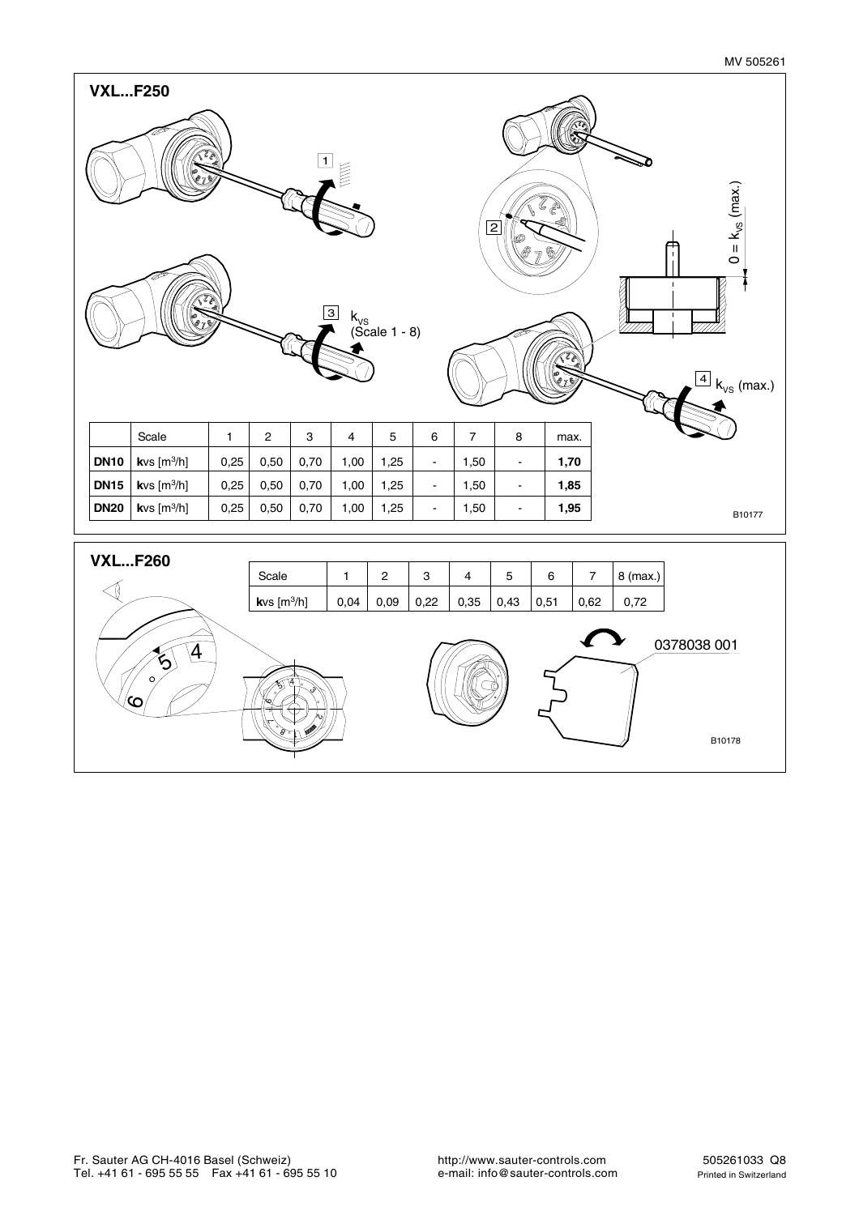## VXL...F250

1

2

3 $k_{VS}$ (Scale 1 - 8)

$0 = k_{VS}$ (max.)

4 $k_{VS}$ (max.)

| | Scale | 1 | 2 | 3 | 4 | 5 | 6 | 7 | 8 | max. |
|---|---|---|---|---|---|---|---|---|---|---|
| **DN10** | **k**vs [m³/h] | 0,25 | 0,50 | 0,70 | 1,00 | 1,25 | - | 1,50 | - | **1,70** |
| **DN15** | **k**vs [m³/h] | 0,25 | 0,50 | 0,70 | 1,00 | 1,25 | - | 1,50 | - | **1,85** |
| **DN20** | **k**vs [m³/h] | 0,25 | 0,50 | 0,70 | 1,00 | 1,25 | - | 1,50 | - | **1,95** |

B10177

## VXL...F260

| Scale | 1 | 2 | 3 | 4 | 5 | 6 | 7 | 8 (max.) |
|---|---|---|---|---|---|---|---|---|
| **k**vs [m³/h] | 0,04 | 0,09 | 0,22 | 0,35 | 0,43 | 0,51 | 0,62 | 0,72 |

0378038 001

B10178

Fr. Sauter AG CH-4016 Basel (Schweiz)
Tel. +41 61 - 695 55 55 Fax +41 61 - 695 55 10

http://www.sauter-controls.com
e-mail: info@sauter-controls.com

505261033 Q8
Printed in Switzerland